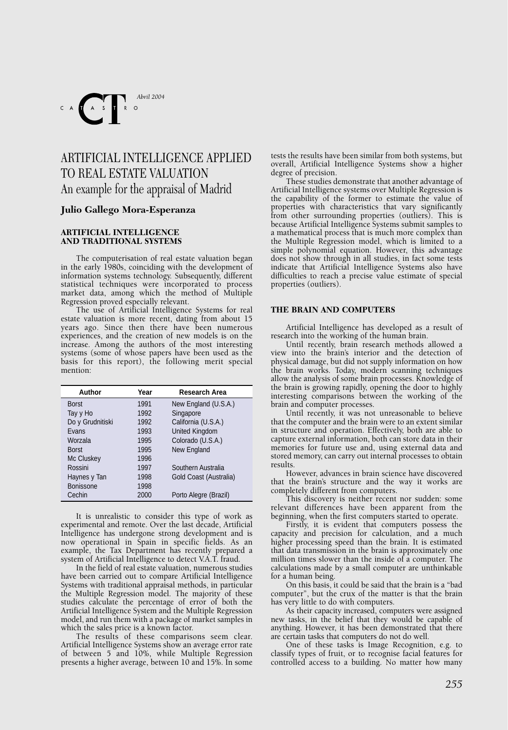# ARTIFICIAL INTELLIGENCE APPLIED TO REAL ESTATE VALUATION

## An example for the appraisal of Madrid

**Julio Gallego Mora-Esperanza**

### ARTIFICIAL INTELLIGENCE AND TRADITIONAL SYSTEMS

The computerisation of real estate valuation began in the early 1980s, coinciding with the development of information systems technology. Subsequently, different statistical techniques were incorporated to process market data, among which the method of Multiple Regression proved especially relevant.

The use of Artificial Intelligence Systems for real estate valuation is more recent, dating from about 15 years ago. Since then there have been numerous experiences, and the creation of new models is on the increase. Among the authors of the most interesting systems (some of whose papers have been used as the basis for this report), the following merit special mention:

| Author | Year | Research Area |
|---|---|---|
| Borst | 1991 | New England (U.S.A.) |
| Tay y Ho | 1992 | Singapore |
| Do y Grudnitiski | 1992 | California (U.S.A.) |
| Evans | 1993 | United Kingdom |
| Worzala | 1995 | Colorado (U.S.A.) |
| Borst | 1995 | New England |
| Mc Cluskey | 1996 | |
| Rossini | 1997 | Southern Australia |
| Haynes y Tan | 1998 | Gold Coast (Australia) |
| Bonissone | 1998 | |
| Cechin | 2000 | Porto Alegre (Brazil) |

It is unrealistic to consider this type of work as experimental and remote. Over the last decade, Artificial Intelligence has undergone strong development and is now operational in Spain in specific fields. As an example, the Tax Department has recently prepared a system of Artificial Intelligence to detect V.A.T. fraud.

In the field of real estate valuation, numerous studies have been carried out to compare Artificial Intelligence Systems with traditional appraisal methods, in particular the Multiple Regression model. The majority of these studies calculate the percentage of error of both the Artificial Intelligence System and the Multiple Regression model, and run them with a package of market samples in which the sales price is a known factor.

The results of these comparisons seem clear. Artificial Intelligence Systems show an average error rate of between 5 and 10%, while Multiple Regression presents a higher average, between 10 and 15%. In some tests the results have been similar from both systems, but overall, Artificial Intelligence Systems show a higher degree of precision.

These studies demonstrate that another advantage of Artificial Intelligence systems over Multiple Regression is the capability of the former to estimate the value of properties with characteristics that vary significantly from other surrounding properties (outliers). This is because Artificial Intelligence Systems submit samples to a mathematical process that is much more complex than the Multiple Regression model, which is limited to a simple polynomial equation. However, this advantage does not show through in all studies, in fact some tests indicate that Artificial Intelligence Systems also have difficulties to reach a precise value estimate of special properties (outliers).

### THE BRAIN AND COMPUTERS

Artificial Intelligence has developed as a result of research into the working of the human brain.

Until recently, brain research methods allowed a view into the brain's interior and the detection of physical damage, but did not supply information on how the brain works. Today, modern scanning techniques allow the analysis of some brain processes. Knowledge of the brain is growing rapidly, opening the door to highly interesting comparisons between the working of the brain and computer processes.

Until recently, it was not unreasonable to believe that the computer and the brain were to an extent similar in structure and operation. Effectively, both are able to capture external information, both can store data in their memories for future use and, using external data and stored memory, can carry out internal processes to obtain results.

However, advances in brain science have discovered that the brain's structure and the way it works are completely different from computers.

This discovery is neither recent nor sudden: some relevant differences have been apparent from the beginning, when the first computers started to operate.

Firstly, it is evident that computers possess the capacity and precision for calculation, and a much higher processing speed than the brain. It is estimated that data transmission in the brain is approximately one million times slower than the inside of a computer. The calculations made by a small computer are unthinkable for a human being.

On this basis, it could be said that the brain is a "bad computer", but the crux of the matter is that the brain has very little to do with computers.

As their capacity increased, computers were assigned new tasks, in the belief that they would be capable of anything. However, it has been demonstrated that there are certain tasks that computers do not do well.

One of these tasks is Image Recognition, e.g. to classify types of fruit, or to recognise facial features for controlled access to a building. No matter how many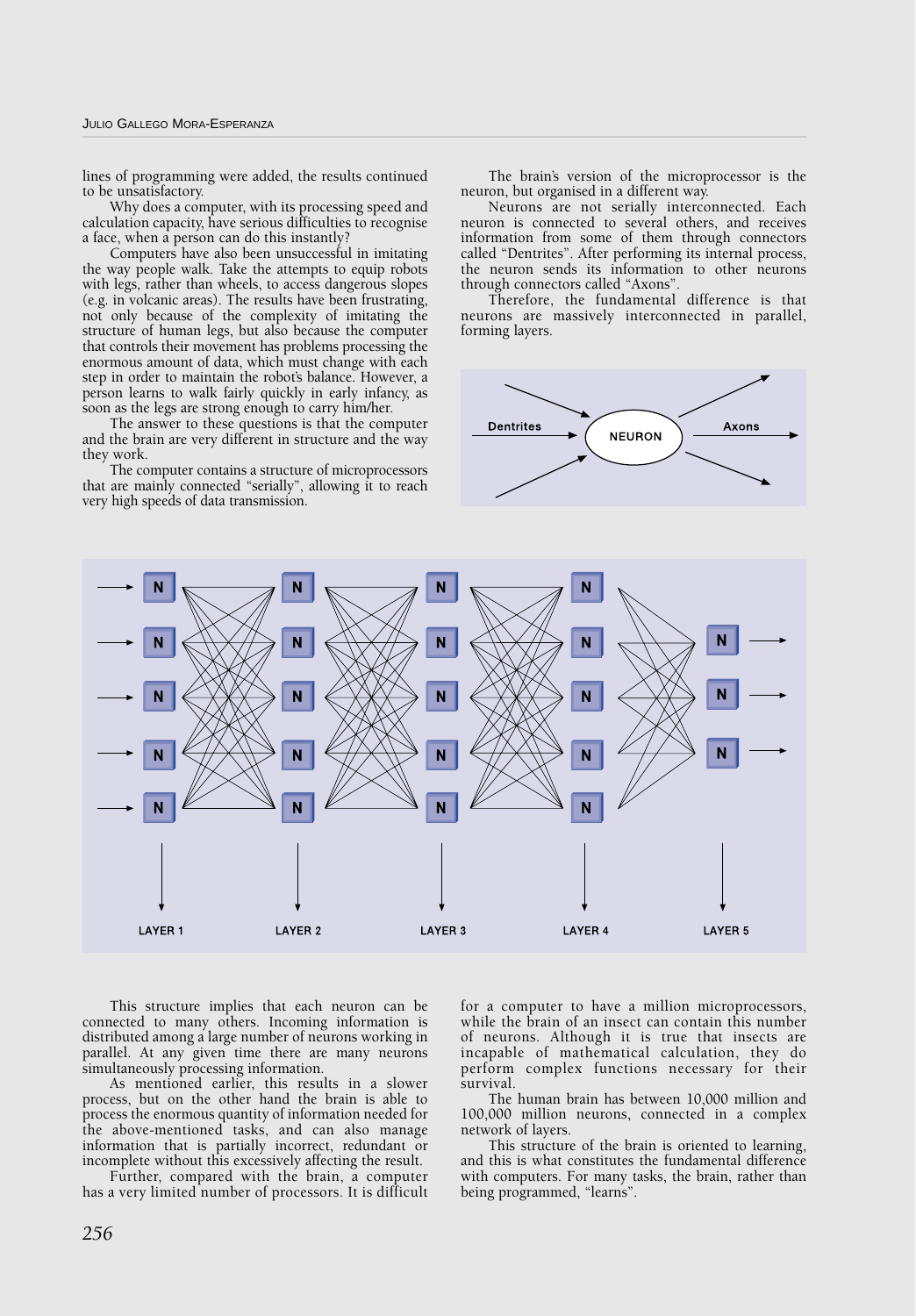lines of programming were added, the results continued to be unsatisfactory.

Why does a computer, with its processing speed and calculation capacity, have serious difficulties to recognise a face, when a person can do this instantly?

Computers have also been unsuccessful in imitating the way people walk. Take the attempts to equip robots with legs, rather than wheels, to access dangerous slopes (e.g. in volcanic areas). The results have been frustrating, not only because of the complexity of imitating the structure of human legs, but also because the computer that controls their movement has problems processing the enormous amount of data, which must change with each step in order to maintain the robot's balance. However, a person learns to walk fairly quickly in early infancy, as soon as the legs are strong enough to carry him/her.

The answer to these questions is that the computer and the brain are very different in structure and the way they work.

The computer contains a structure of microprocessors that are mainly connected "serially", allowing it to reach very high speeds of data transmission.

The brain's version of the microprocessor is the neuron, but organised in a different way.

Neurons are not serially interconnected. Each neuron is connected to several others, and receives information from some of them through connectors called "Dentrites". After performing its internal process, the neuron sends its information to other neurons through connectors called "Axons".

Therefore, the fundamental difference is that neurons are massively interconnected in parallel, forming layers.

This structure implies that each neuron can be connected to many others. Incoming information is distributed among a large number of neurons working in parallel. At any given time there are many neurons simultaneously processing information.

As mentioned earlier, this results in a slower process, but on the other hand the brain is able to process the enormous quantity of information needed for the above-mentioned tasks, and can also manage information that is partially incorrect, redundant or incomplete without this excessively affecting the result.

Further, compared with the brain, a computer has a very limited number of processors. It is difficult for a computer to have a million microprocessors, while the brain of an insect can contain this number of neurons. Although it is true that insects are incapable of mathematical calculation, they do perform complex functions necessary for their survival.

The human brain has between 10,000 million and 100,000 million neurons, connected in a complex network of layers.

This structure of the brain is oriented to learning, and this is what constitutes the fundamental difference with computers. For many tasks, the brain, rather than being programmed, "learns".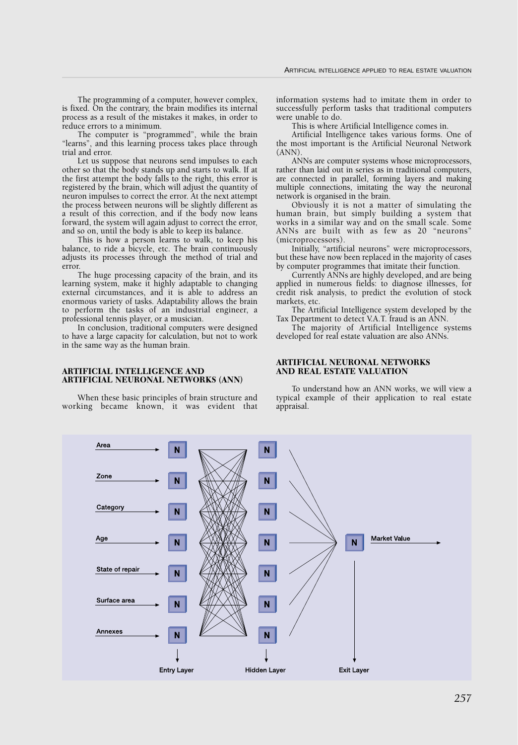The programming of a computer, however complex, is fixed. On the contrary, the brain modifies its internal process as a result of the mistakes it makes, in order to reduce errors to a minimum.

The computer is "programmed", while the brain "learns", and this learning process takes place through trial and error.

Let us suppose that neurons send impulses to each other so that the body stands up and starts to walk. If at the first attempt the body falls to the right, this error is registered by the brain, which will adjust the quantity of neuron impulses to correct the error. At the next attempt the process between neurons will be slightly different as a result of this correction, and if the body now leans forward, the system will again adjust to correct the error, and so on, until the body is able to keep its balance.

This is how a person learns to walk, to keep his balance, to ride a bicycle, etc. The brain continuously adjusts its processes through the method of trial and error.

The huge processing capacity of the brain, and its learning system, make it highly adaptable to changing external circumstances, and it is able to address an enormous variety of tasks. Adaptability allows the brain to perform the tasks of an industrial engineer, a professional tennis player, or a musician.

In conclusion, traditional computers were designed to have a large capacity for calculation, but not to work in the same way as the human brain.

## ARTIFICIAL INTELLIGENCE AND ARTIFICIAL NEURONAL NETWORKS (ANN)

When these basic principles of brain structure and working became known, it was evident that information systems had to imitate them in order to successfully perform tasks that traditional computers were unable to do.

This is where Artificial Intelligence comes in.

Artificial Intelligence takes various forms. One of the most important is the Artificial Neuronal Network (ANN).

ANNs are computer systems whose microprocessors, rather than laid out in series as in traditional computers, are connected in parallel, forming layers and making multiple connections, imitating the way the neuronal network is organised in the brain.

Obviously it is not a matter of simulating the human brain, but simply building a system that works in a similar way and on the small scale. Some ANNs are built with as few as 20 "neurons" (microprocessors).

Initially, "artificial neurons" were microprocessors, but these have now been replaced in the majority of cases by computer programmes that imitate their function.

Currently ANNs are highly developed, and are being applied in numerous fields: to diagnose illnesses, for credit risk analysis, to predict the evolution of stock markets, etc.

The Artificial Intelligence system developed by the Tax Department to detect V.A.T. fraud is an ANN.

The majority of Artificial Intelligence systems developed for real estate valuation are also ANNs.

## ARTIFICIAL NEURONAL NETWORKS AND REAL ESTATE VALUATION

To understand how an ANN works, we will view a typical example of their application to real estate appraisal.

Area
Zone
Category
Age
State of repair
Surface area
Annexes

Market Value

Entry Layer
Hidden Layer
Exit Layer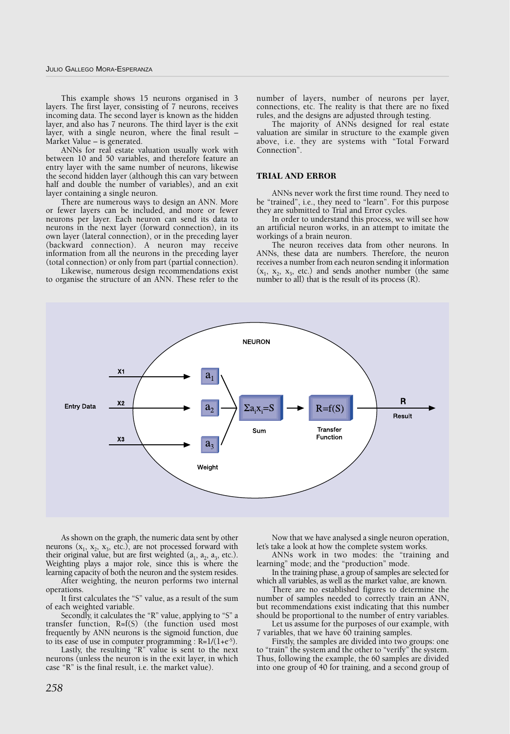This example shows 15 neurons organised in 3 layers. The first layer, consisting of 7 neurons, receives incoming data. The second layer is known as the hidden layer, and also has 7 neurons. The third layer is the exit layer, with a single neuron, where the final result – Market Value – is generated.

ANNs for real estate valuation usually work with between 10 and 50 variables, and therefore feature an entry layer with the same number of neurons, likewise the second hidden layer (although this can vary between half and double the number of variables), and an exit layer containing a single neuron.

There are numerous ways to design an ANN. More or fewer layers can be included, and more or fewer neurons per layer. Each neuron can send its data to neurons in the next layer (forward connection), in its own layer (lateral connection), or in the preceding layer (backward connection). A neuron may receive information from all the neurons in the preceding layer (total connection) or only from part (partial connection).

Likewise, numerous design recommendations exist to organise the structure of an ANN. These refer to the number of layers, number of neurons per layer, connections, etc. The reality is that there are no fixed rules, and the designs are adjusted through testing.

The majority of ANNs designed for real estate valuation are similar in structure to the example given above, i.e. they are systems with "Total Forward Connection".

## TRIAL AND ERROR

ANNs never work the first time round. They need to be "trained", i.e., they need to "learn". For this purpose they are submitted to Trial and Error cycles.

In order to understand this process, we will see how an artificial neuron works, in an attempt to imitate the workings of a brain neuron.

The neuron receives data from other neurons. In ANNs, these data are numbers. Therefore, the neuron receives a number from each neuron sending it information ($x_1$, $x_2$, $x_3$, etc.) and sends another number (the same number to all) that is the result of its process (R).

NEURON

Entry Data: X1, X2, X3 → Weight: $a_1$, $a_2$, $a_3$ → Sum: $\Sigma a_i x_i = S$ → Transfer Function: $R=f(S)$ → R Result

As shown on the graph, the numeric data sent by other neurons ($x_1$, $x_2$, $x_3$, etc.), are not processed forward with their original value, but are first weighted ($a_1$, $a_2$, $a_3$, etc.). Weighting plays a major role, since this is where the learning capacity of both the neuron and the system resides.

After weighting, the neuron performs two internal operations.

It first calculates the "S" value, as a result of the sum of each weighted variable.

Secondly, it calculates the "R" value, applying to "S" a transfer function, R=f(S) (the function used most frequently by ANN neurons is the sigmoid function, due to its ease of use in computer programming : $R=1/(1+e^{-S})$.

Lastly, the resulting "R" value is sent to the next neurons (unless the neuron is in the exit layer, in which case "R" is the final result, i.e. the market value).

Now that we have analysed a single neuron operation, let's take a look at how the complete system works.

ANNs work in two modes: the "training and learning" mode; and the "production" mode.

In the training phase, a group of samples are selected for which all variables, as well as the market value, are known.

There are no established figures to determine the number of samples needed to correctly train an ANN, but recommendations exist indicating that this number should be proportional to the number of entry variables.

Let us assume for the purposes of our example, with 7 variables, that we have 60 training samples.

Firstly, the samples are divided into two groups: one to "train" the system and the other to "verify" the system. Thus, following the example, the 60 samples are divided into one group of 40 for training, and a second group of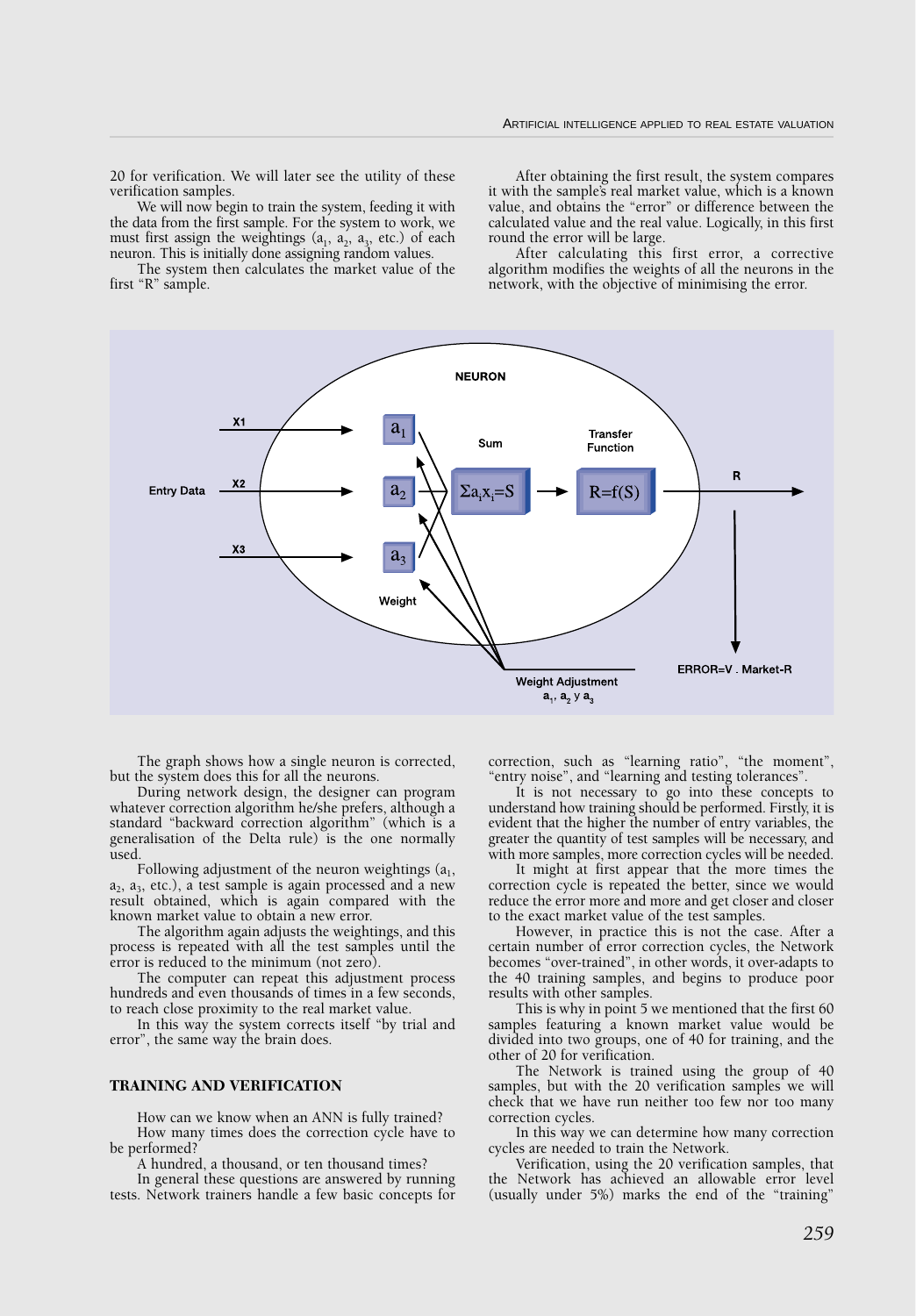20 for verification. We will later see the utility of these verification samples.

We will now begin to train the system, feeding it with the data from the first sample. For the system to work, we must first assign the weightings ($a_1$, $a_2$, $a_3$, etc.) of each neuron. This is initially done assigning random values.

The system then calculates the market value of the first "R" sample.

After obtaining the first result, the system compares it with the sample's real market value, which is a known value, and obtains the "error" or difference between the calculated value and the real value. Logically, in this first round the error will be large.

After calculating this first error, a corrective algorithm modifies the weights of all the neurons in the network, with the objective of minimising the error.

NEURON

Entry Data: X1, X2, X3 → Weight ($a_1$, $a_2$, $a_3$) → Sum ($\Sigma a_i x_i = S$) → Transfer Function ($R = f(S)$) → R

ERROR=V . Market-R

Weight Adjustment $a_1$, $a_2$ y $a_3$

The graph shows how a single neuron is corrected, but the system does this for all the neurons.

During network design, the designer can program whatever correction algorithm he/she prefers, although a standard "backward correction algorithm" (which is a generalisation of the Delta rule) is the one normally used.

Following adjustment of the neuron weightings ($a_1$, $a_2$, $a_3$, etc.), a test sample is again processed and a new result obtained, which is again compared with the known market value to obtain a new error.

The algorithm again adjusts the weightings, and this process is repeated with all the test samples until the error is reduced to the minimum (not zero).

The computer can repeat this adjustment process hundreds and even thousands of times in a few seconds, to reach close proximity to the real market value.

In this way the system corrects itself "by trial and error", the same way the brain does.

## TRAINING AND VERIFICATION

How can we know when an ANN is fully trained?

How many times does the correction cycle have to be performed?

A hundred, a thousand, or ten thousand times?

In general these questions are answered by running tests. Network trainers handle a few basic concepts for correction, such as "learning ratio", "the moment", "entry noise", and "learning and testing tolerances".

It is not necessary to go into these concepts to understand how training should be performed. Firstly, it is evident that the higher the number of entry variables, the greater the quantity of test samples will be necessary, and with more samples, more correction cycles will be needed.

It might at first appear that the more times the correction cycle is repeated the better, since we would reduce the error more and more and get closer and closer to the exact market value of the test samples.

However, in practice this is not the case. After a certain number of error correction cycles, the Network becomes "over-trained", in other words, it over-adapts to the 40 training samples, and begins to produce poor results with other samples.

This is why in point 5 we mentioned that the first 60 samples featuring a known market value would be divided into two groups, one of 40 for training, and the other of 20 for verification.

The Network is trained using the group of 40 samples, but with the 20 verification samples we will check that we have run neither too few nor too many correction cycles.

In this way we can determine how many correction cycles are needed to train the Network.

Verification, using the 20 verification samples, that the Network has achieved an allowable error level (usually under 5%) marks the end of the "training"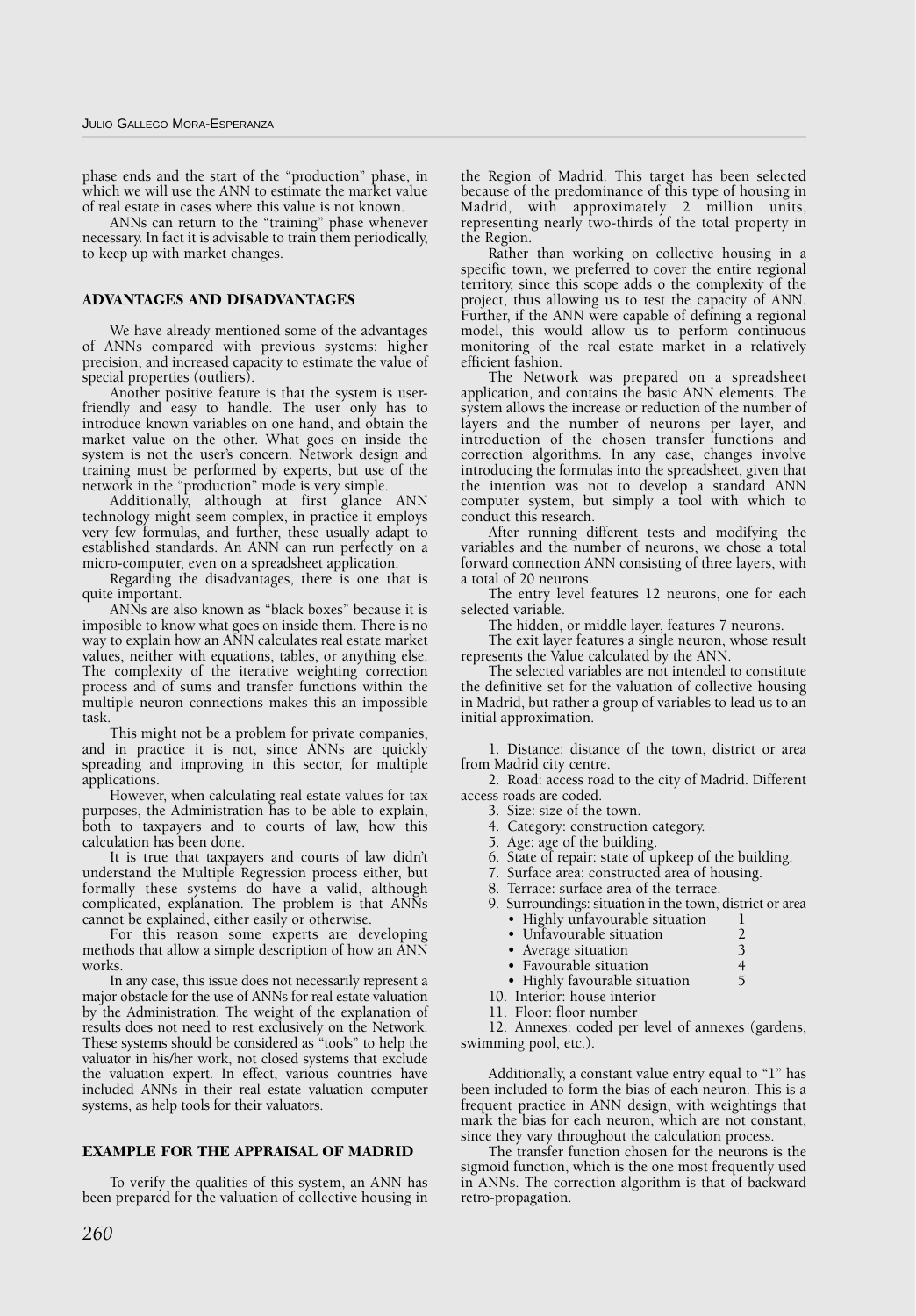phase ends and the start of the "production" phase, in which we will use the ANN to estimate the market value of real estate in cases where this value is not known.

ANNs can return to the "training" phase whenever necessary. In fact it is advisable to train them periodically, to keep up with market changes.

## ADVANTAGES AND DISADVANTAGES

We have already mentioned some of the advantages of ANNs compared with previous systems: higher precision, and increased capacity to estimate the value of special properties (outliers).

Another positive feature is that the system is user-friendly and easy to handle. The user only has to introduce known variables on one hand, and obtain the market value on the other. What goes on inside the system is not the user's concern. Network design and training must be performed by experts, but use of the network in the "production" mode is very simple.

Additionally, although at first glance ANN technology might seem complex, in practice it employs very few formulas, and further, these usually adapt to established standards. An ANN can run perfectly on a micro-computer, even on a spreadsheet application.

Regarding the disadvantages, there is one that is quite important.

ANNs are also known as "black boxes" because it is imposible to know what goes on inside them. There is no way to explain how an ANN calculates real estate market values, neither with equations, tables, or anything else. The complexity of the iterative weighting correction process and of sums and transfer functions within the multiple neuron connections makes this an impossible task.

This might not be a problem for private companies, and in practice it is not, since ANNs are quickly spreading and improving in this sector, for multiple applications.

However, when calculating real estate values for tax purposes, the Administration has to be able to explain, both to taxpayers and to courts of law, how this calculation has been done.

It is true that taxpayers and courts of law didn't understand the Multiple Regression process either, but formally these systems do have a valid, although complicated, explanation. The problem is that ANNs cannot be explained, either easily or otherwise.

For this reason some experts are developing methods that allow a simple description of how an ANN works.

In any case, this issue does not necessarily represent a major obstacle for the use of ANNs for real estate valuation by the Administration. The weight of the explanation of results does not need to rest exclusively on the Network. These systems should be considered as "tools" to help the valuator in his/her work, not closed systems that exclude the valuation expert. In effect, various countries have included ANNs in their real estate valuation computer systems, as help tools for their valuators.

## EXAMPLE FOR THE APPRAISAL OF MADRID

To verify the qualities of this system, an ANN has been prepared for the valuation of collective housing in the Region of Madrid. This target has been selected because of the predominance of this type of housing in Madrid, with approximately 2 million units, representing nearly two-thirds of the total property in the Region.

Rather than working on collective housing in a specific town, we preferred to cover the entire regional territory, since this scope adds o the complexity of the project, thus allowing us to test the capacity of ANN. Further, if the ANN were capable of defining a regional model, this would allow us to perform continuous monitoring of the real estate market in a relatively efficient fashion.

The Network was prepared on a spreadsheet application, and contains the basic ANN elements. The system allows the increase or reduction of the number of layers and the number of neurons per layer, and introduction of the chosen transfer functions and correction algorithms. In any case, changes involve introducing the formulas into the spreadsheet, given that the intention was not to develop a standard ANN computer system, but simply a tool with which to conduct this research.

After running different tests and modifying the variables and the number of neurons, we chose a total forward connection ANN consisting of three layers, with a total of 20 neurons.

The entry level features 12 neurons, one for each selected variable.

The hidden, or middle layer, features 7 neurons.

The exit layer features a single neuron, whose result represents the Value calculated by the ANN.

The selected variables are not intended to constitute the definitive set for the valuation of collective housing in Madrid, but rather a group of variables to lead us to an initial approximation.

1. Distance: distance of the town, district or area from Madrid city centre.
2. Road: access road to the city of Madrid. Different access roads are coded.
3. Size: size of the town.
4. Category: construction category.
5. Age: age of the building.
6. State of repair: state of upkeep of the building.
7. Surface area: constructed area of housing.
8. Terrace: surface area of the terrace.
9. Surroundings: situation in the town, district or area
   - Highly unfavourable situation 1
   - Unfavourable situation 2
   - Average situation 3
   - Favourable situation 4
   - Highly favourable situation 5
10. Interior: house interior
11. Floor: floor number
12. Annexes: coded per level of annexes (gardens, swimming pool, etc.).

Additionally, a constant value entry equal to "1" has been included to form the bias of each neuron. This is a frequent practice in ANN design, with weightings that mark the bias for each neuron, which are not constant, since they vary throughout the calculation process.

The transfer function chosen for the neurons is the sigmoid function, which is the one most frequently used in ANNs. The correction algorithm is that of backward retro-propagation.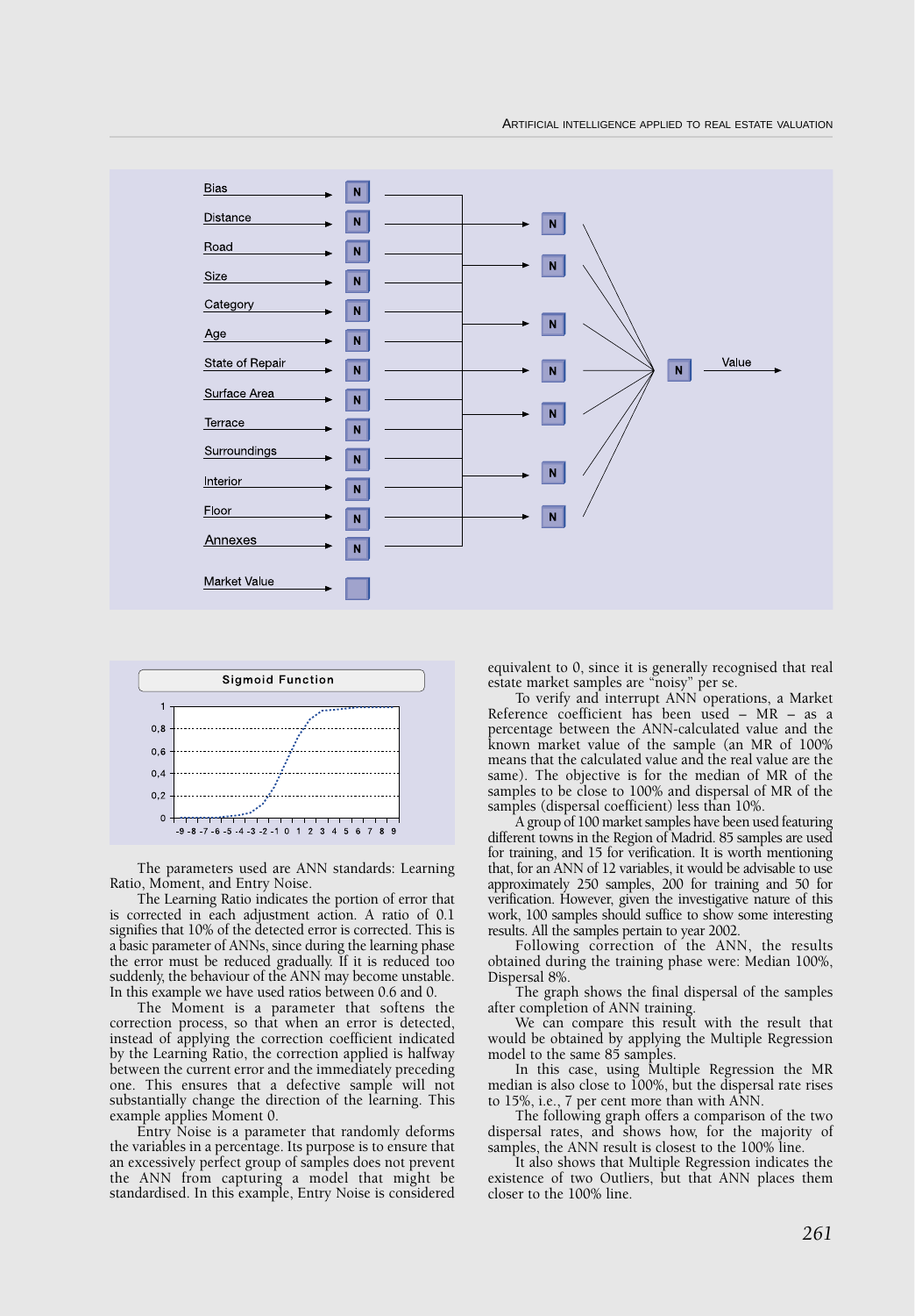The parameters used are ANN standards: Learning Ratio, Moment, and Entry Noise.

The Learning Ratio indicates the portion of error that is corrected in each adjustment action. A ratio of 0.1 signifies that 10% of the detected error is corrected. This is a basic parameter of ANNs, since during the learning phase the error must be reduced gradually. If it is reduced too suddenly, the behaviour of the ANN may become unstable. In this example we have used ratios between 0.6 and 0.

The Moment is a parameter that softens the correction process, so that when an error is detected, instead of applying the correction coefficient indicated by the Learning Ratio, the correction applied is halfway between the current error and the immediately preceding one. This ensures that a defective sample will not substantially change the direction of the learning. This example applies Moment 0.

Entry Noise is a parameter that randomly deforms the variables in a percentage. Its purpose is to ensure that an excessively perfect group of samples does not prevent the ANN from capturing a model that might be standardised. In this example, Entry Noise is considered equivalent to 0, since it is generally recognised that real estate market samples are "noisy" per se.

To verify and interrupt ANN operations, a Market Reference coefficient has been used – MR – as a percentage between the ANN-calculated value and the known market value of the sample (an MR of 100% means that the calculated value and the real value are the same). The objective is for the median of MR of the samples to be close to 100% and dispersal of MR of the samples (dispersal coefficient) less than 10%.

A group of 100 market samples have been used featuring different towns in the Region of Madrid. 85 samples are used for training, and 15 for verification. It is worth mentioning that, for an ANN of 12 variables, it would be advisable to use approximately 250 samples, 200 for training and 50 for verification. However, given the investigative nature of this work, 100 samples should suffice to show some interesting results. All the samples pertain to year 2002.

Following correction of the ANN, the results obtained during the training phase were: Median 100%, Dispersal 8%.

The graph shows the final dispersal of the samples after completion of ANN training.

We can compare this result with the result that would be obtained by applying the Multiple Regression model to the same 85 samples.

In this case, using Multiple Regression the MR median is also close to 100%, but the dispersal rate rises to 15%, i.e., 7 per cent more than with ANN.

The following graph offers a comparison of the two dispersal rates, and shows how, for the majority of samples, the ANN result is closest to the 100% line.

It also shows that Multiple Regression indicates the existence of two Outliers, but that ANN places them closer to the 100% line.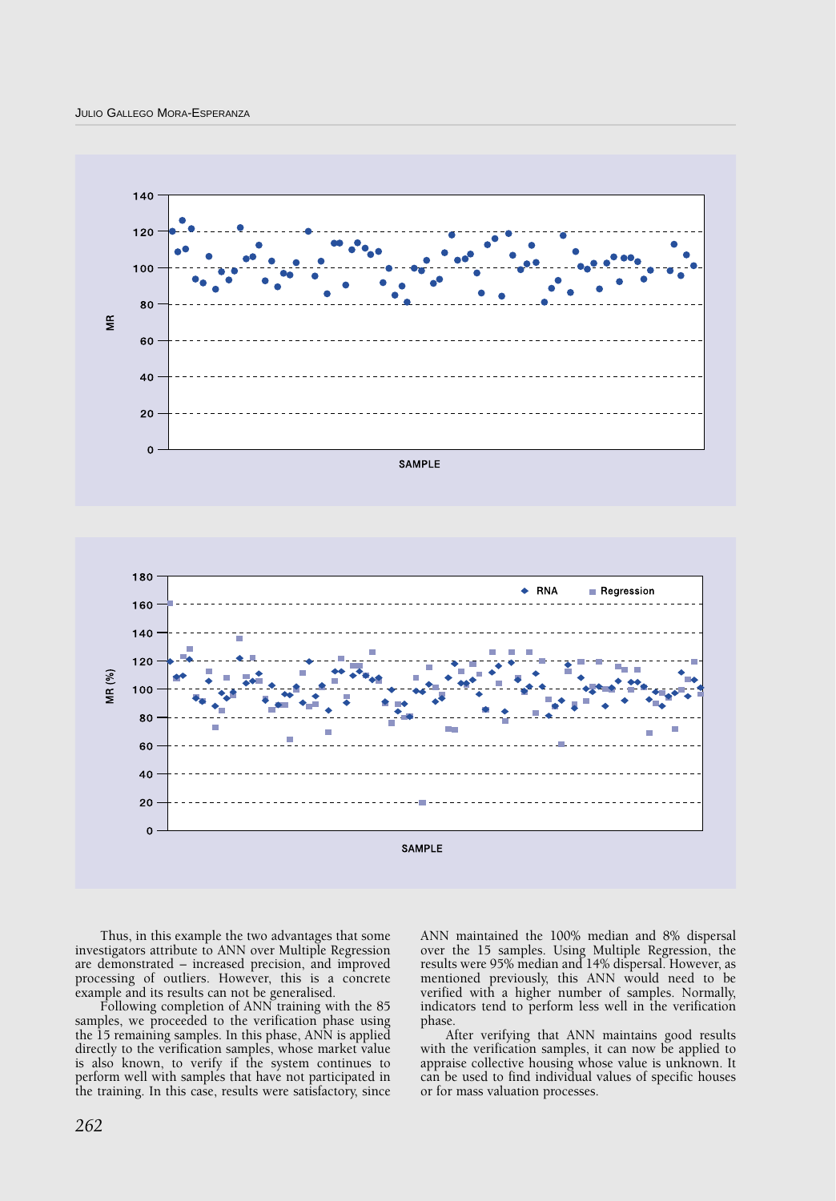Thus, in this example the two advantages that some investigators attribute to ANN over Multiple Regression are demonstrated – increased precision, and improved processing of outliers. However, this is a concrete example and its results can not be generalised.

Following completion of ANN training with the 85 samples, we proceeded to the verification phase using the 15 remaining samples. In this phase, ANN is applied directly to the verification samples, whose market value is also known, to verify if the system continues to perform well with samples that have not participated in the training. In this case, results were satisfactory, since ANN maintained the 100% median and 8% dispersal over the 15 samples. Using Multiple Regression, the results were 95% median and 14% dispersal. However, as mentioned previously, this ANN would need to be verified with a higher number of samples. Normally, indicators tend to perform less well in the verification phase.

After verifying that ANN maintains good results with the verification samples, it can now be applied to appraise collective housing whose value is unknown. It can be used to find individual values of specific houses or for mass valuation processes.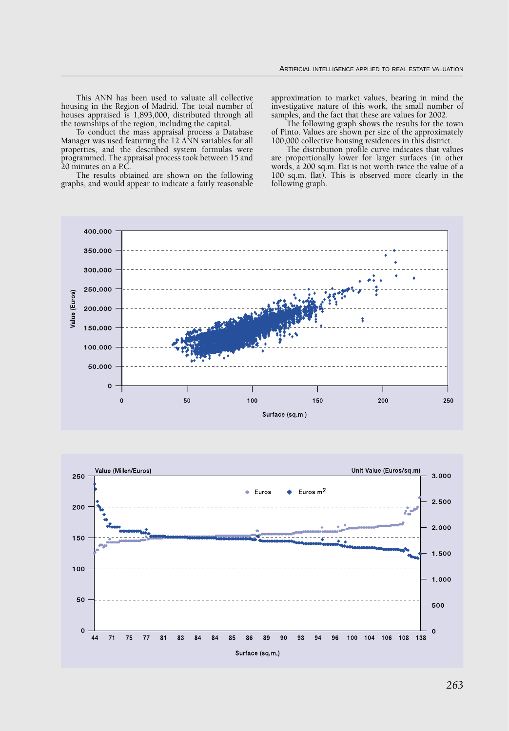This ANN has been used to valuate all collective housing in the Region of Madrid. The total number of houses appraised is 1,893,000, distributed through all the townships of the region, including the capital.

To conduct the mass appraisal process a Database Manager was used featuring the 12 ANN variables for all properties, and the described system formulas were programmed. The appraisal process took between 15 and 20 minutes on a P.C.

The results obtained are shown on the following graphs, and would appear to indicate a fairly reasonable approximation to market values, bearing in mind the investigative nature of this work, the small number of samples, and the fact that these are values for 2002.

The following graph shows the results for the town of Pinto. Values are shown per size of the approximately 100,000 collective housing residences in this district.

The distribution profile curve indicates that values are proportionally lower for larger surfaces (in other words, a 200 sq.m. flat is not worth twice the value of a 100 sq.m. flat). This is observed more clearly in the following graph.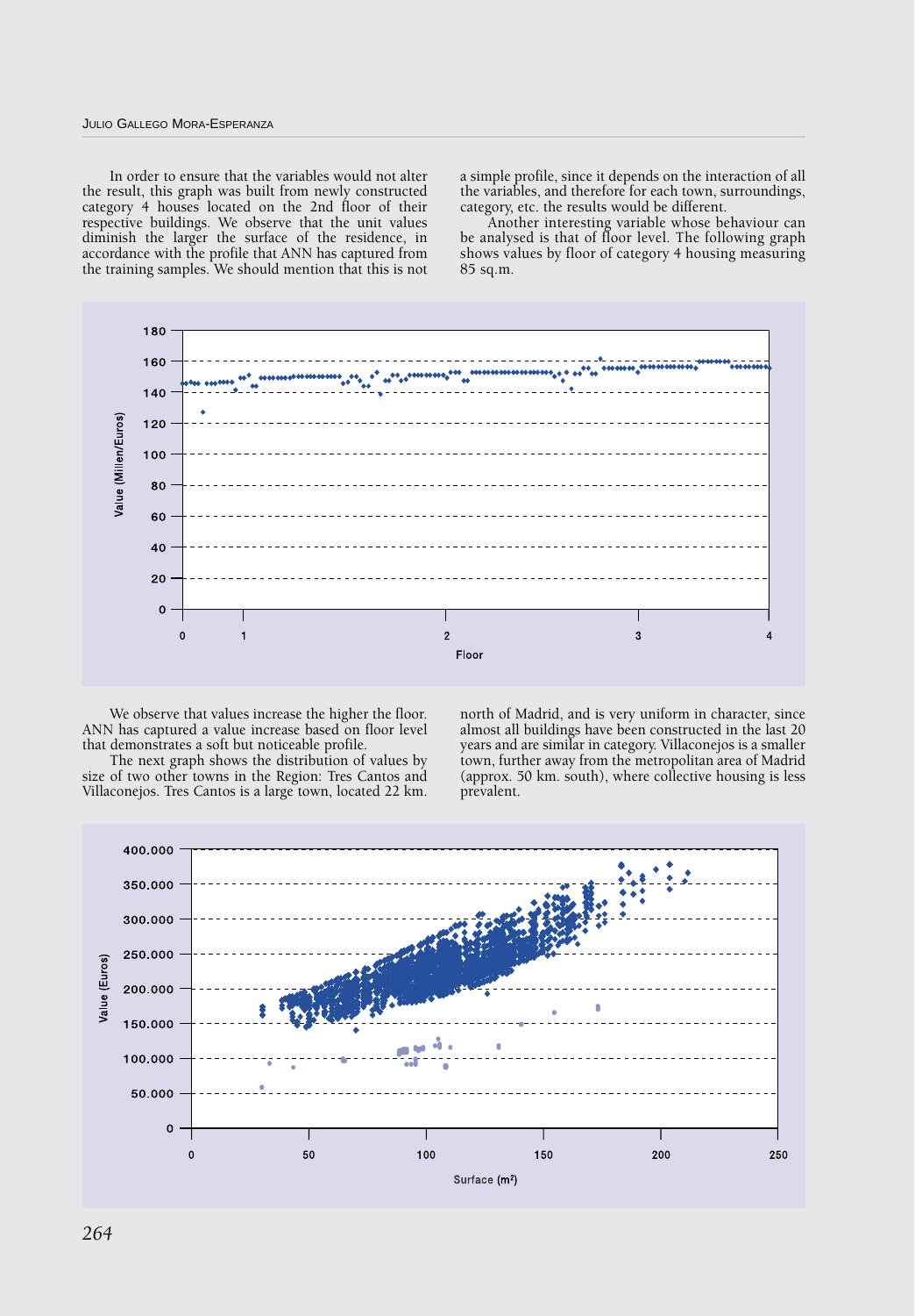In order to ensure that the variables would not alter the result, this graph was built from newly constructed category 4 houses located on the 2nd floor of their respective buildings. We observe that the unit values diminish the larger the surface of the residence, in accordance with the profile that ANN has captured from the training samples. We should mention that this is not a simple profile, since it depends on the interaction of all the variables, and therefore for each town, surroundings, category, etc. the results would be different.

Another interesting variable whose behaviour can be analysed is that of floor level. The following graph shows values by floor of category 4 housing measuring 85 sq.m.

We observe that values increase the higher the floor. ANN has captured a value increase based on floor level that demonstrates a soft but noticeable profile.

The next graph shows the distribution of values by size of two other towns in the Region: Tres Cantos and Villaconejos. Tres Cantos is a large town, located 22 km. north of Madrid, and is very uniform in character, since almost all buildings have been constructed in the last 20 years and are similar in category. Villaconejos is a smaller town, further away from the metropolitan area of Madrid (approx. 50 km. south), where collective housing is less prevalent.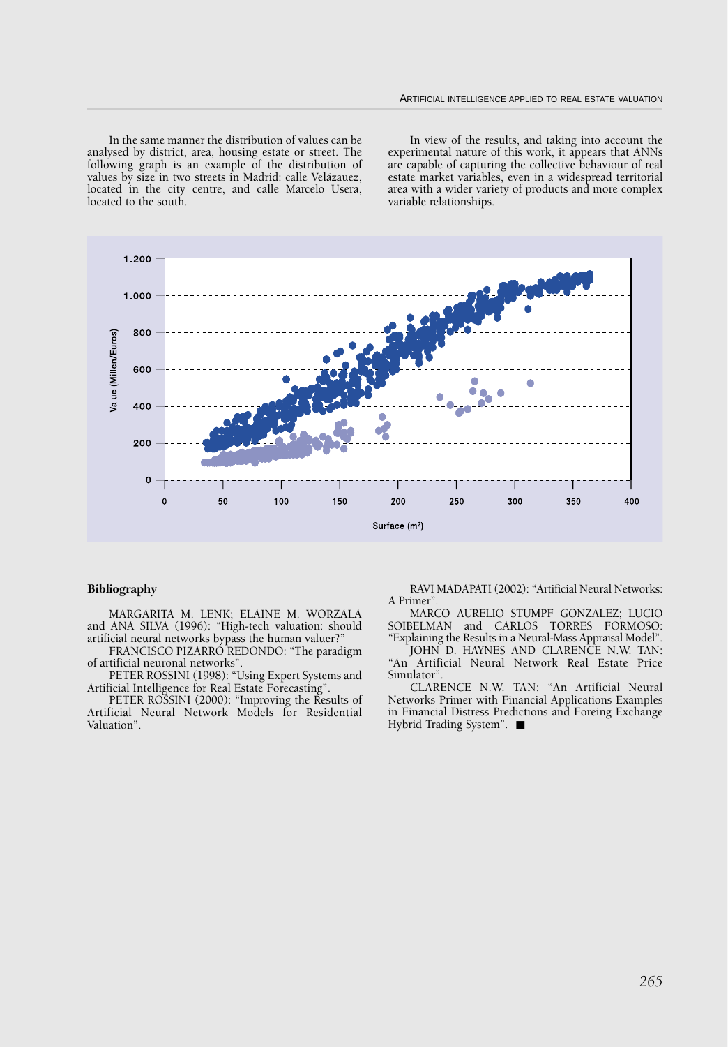In the same manner the distribution of values can be analysed by district, area, housing estate or street. The following graph is an example of the distribution of values by size in two streets in Madrid: calle Velázauez, located in the city centre, and calle Marcelo Usera, located to the south.

In view of the results, and taking into account the experimental nature of this work, it appears that ANNs are capable of capturing the collective behaviour of real estate market variables, even in a widespread territorial area with a wider variety of products and more complex variable relationships.

1.200
1.000
800
600
400
200
0

Value (Millen/Euros)

0
50
100
150
200
250
300
350
400

Surface (m²)

## Bibliography

MARGARITA M. LENK; ELAINE M. WORZALA and ANA SILVA (1996): "High-tech valuation: should artificial neural networks bypass the human valuer?"

FRANCISCO PIZARRO REDONDO: "The paradigm of artificial neuronal networks".

PETER ROSSINI (1998): "Using Expert Systems and Artificial Intelligence for Real Estate Forecasting".

PETER ROSSINI (2000): "Improving the Results of Artificial Neural Network Models for Residential Valuation".

RAVI MADAPATI (2002): "Artificial Neural Networks: A Primer".

MARCO AURELIO STUMPF GONZALEZ; LUCIO SOIBELMAN and CARLOS TORRES FORMOSO: "Explaining the Results in a Neural-Mass Appraisal Model".

JOHN D. HAYNES AND CLARENCE N.W. TAN: "An Artificial Neural Network Real Estate Price Simulator".

CLARENCE N.W. TAN: "An Artificial Neural Networks Primer with Financial Applications Examples in Financial Distress Predictions and Foreing Exchange Hybrid Trading System". ■